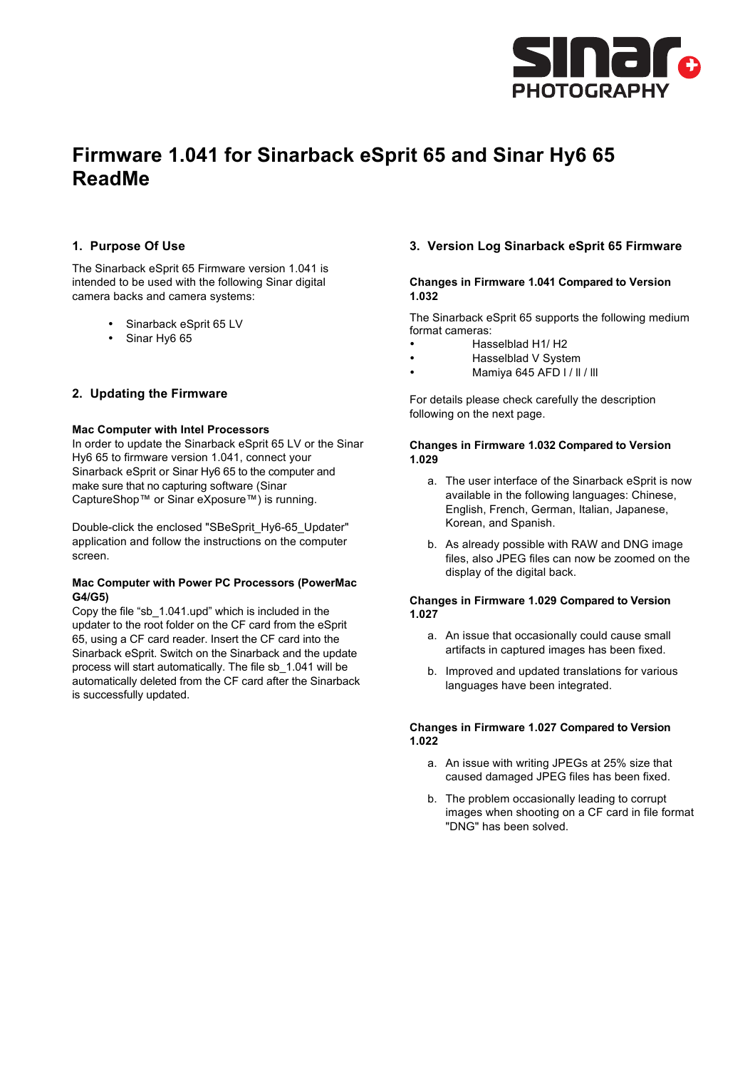# Firmware 1.041 for Sinarback eSprit 65 and Sinar Hy6 65 ReadMe

## 1. Purpose Of Use

The Sinarback eSprit 65 Firmware version 1.041 is intended to be used with the following Sinar digital camera backs and camera systems:

- Sinarback eSprit 65 LV
- Sinar Hy6 65

## 2. Updating the Firmware

**Mac Computer with Intel Processors**
In order to update the Sinarback eSprit 65 LV or the Sinar Hy6 65 to firmware version 1.041, connect your Sinarback eSprit or Sinar Hy6 65 to the computer and make sure that no capturing software (Sinar CaptureShop™ or Sinar eXposure™) is running.

Double-click the enclosed "SBeSprit_Hy6-65_Updater" application and follow the instructions on the computer screen.

**Mac Computer with Power PC Processors (PowerMac G4/G5)**
Copy the file "sb_1.041.upd" which is included in the updater to the root folder on the CF card from the eSprit 65, using a CF card reader. Insert the CF card into the Sinarback eSprit. Switch on the Sinarback and the update process will start automatically. The file sb_1.041 will be automatically deleted from the CF card after the Sinarback is successfully updated.

## 3. Version Log Sinarback eSprit 65 Firmware

**Changes in Firmware 1.041 Compared to Version 1.032**

The Sinarback eSprit 65 supports the following medium format cameras:

- Hasselblad H1/ H2
- Hasselblad V System
- Mamiya 645 AFD I / II / III

For details please check carefully the description following on the next page.

**Changes in Firmware 1.032 Compared to Version 1.029**

a. The user interface of the Sinarback eSprit is now available in the following languages: Chinese, English, French, German, Italian, Japanese, Korean, and Spanish.

b. As already possible with RAW and DNG image files, also JPEG files can now be zoomed on the display of the digital back.

**Changes in Firmware 1.029 Compared to Version 1.027**

a. An issue that occasionally could cause small artifacts in captured images has been fixed.

b. Improved and updated translations for various languages have been integrated.

**Changes in Firmware 1.027 Compared to Version 1.022**

a. An issue with writing JPEGs at 25% size that caused damaged JPEG files has been fixed.

b. The problem occasionally leading to corrupt images when shooting on a CF card in file format "DNG" has been solved.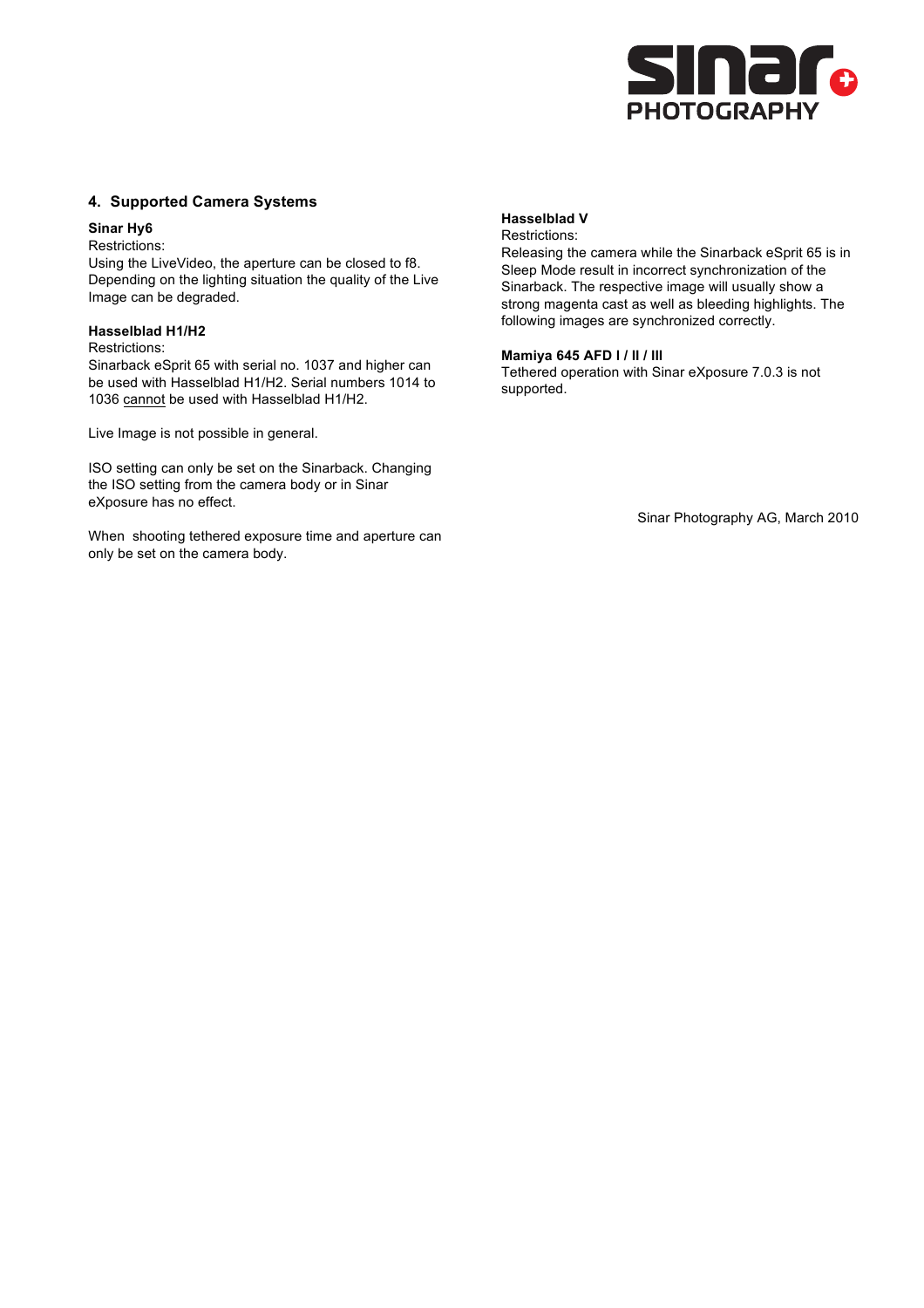## 4. Supported Camera Systems

**Sinar Hy6**

Restrictions:

Using the LiveVideo, the aperture can be closed to f8. Depending on the lighting situation the quality of the Live Image can be degraded.

**Hasselblad H1/H2**

Restrictions:

Sinarback eSprit 65 with serial no. 1037 and higher can be used with Hasselblad H1/H2. Serial numbers 1014 to 1036 cannot be used with Hasselblad H1/H2.

Live Image is not possible in general.

ISO setting can only be set on the Sinarback. Changing the ISO setting from the camera body or in Sinar eXposure has no effect.

When shooting tethered exposure time and aperture can only be set on the camera body.

**Hasselblad V**

Restrictions:

Releasing the camera while the Sinarback eSprit 65 is in Sleep Mode result in incorrect synchronization of the Sinarback. The respective image will usually show a strong magenta cast as well as bleeding highlights. The following images are synchronized correctly.

**Mamiya 645 AFD I / II / III**

Tethered operation with Sinar eXposure 7.0.3 is not supported.

Sinar Photography AG, March 2010